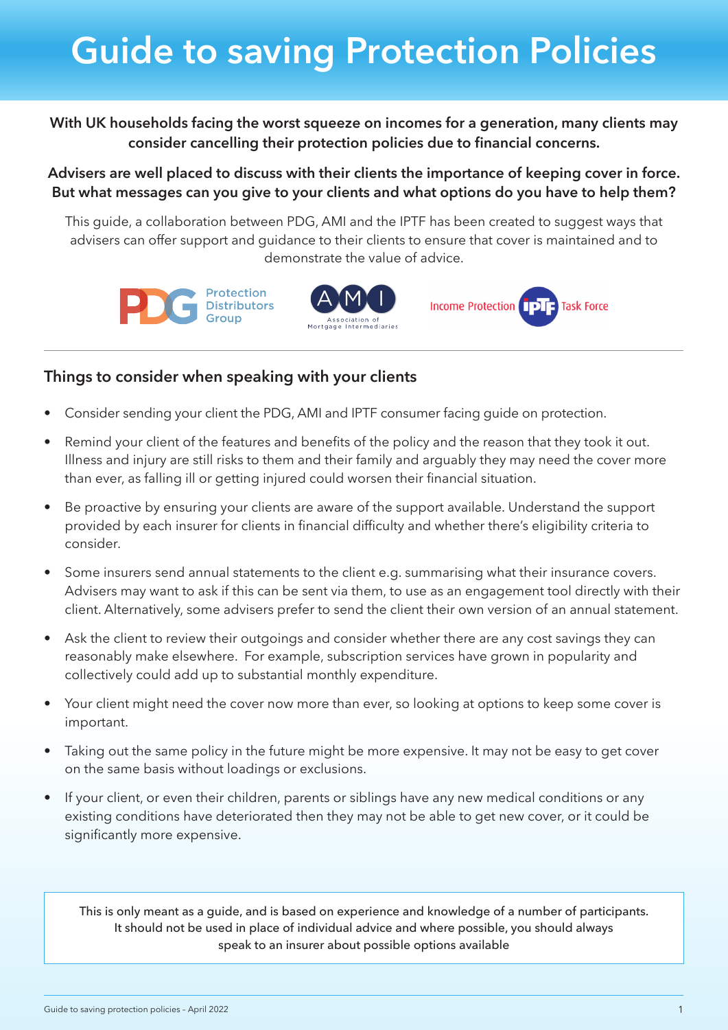# Guide to saving Protection Policies

**With UK households facing the worst squeeze on incomes for a generation, many clients may consider cancelling their protection policies due to financial concerns.**

**Advisers are well placed to discuss with their clients the importance of keeping cover in force. But what messages can you give to your clients and what options do you have to help them?**

This guide, a collaboration between PDG, AMI and the IPTF has been created to suggest ways that advisers can offer support and guidance to their clients to ensure that cover is maintained and to demonstrate the value of advice.

PDG Protection Distributors Group

AMI Association of Mortgage Intermediaries

Income Protection IPTF Task Force

## Things to consider when speaking with your clients

- Consider sending your client the PDG, AMI and IPTF consumer facing guide on protection.
- Remind your client of the features and benefits of the policy and the reason that they took it out. Illness and injury are still risks to them and their family and arguably they may need the cover more than ever, as falling ill or getting injured could worsen their financial situation.
- Be proactive by ensuring your clients are aware of the support available. Understand the support provided by each insurer for clients in financial difficulty and whether there's eligibility criteria to consider.
- Some insurers send annual statements to the client e.g. summarising what their insurance covers. Advisers may want to ask if this can be sent via them, to use as an engagement tool directly with their client. Alternatively, some advisers prefer to send the client their own version of an annual statement.
- Ask the client to review their outgoings and consider whether there are any cost savings they can reasonably make elsewhere. For example, subscription services have grown in popularity and collectively could add up to substantial monthly expenditure.
- Your client might need the cover now more than ever, so looking at options to keep some cover is important.
- Taking out the same policy in the future might be more expensive. It may not be easy to get cover on the same basis without loadings or exclusions.
- If your client, or even their children, parents or siblings have any new medical conditions or any existing conditions have deteriorated then they may not be able to get new cover, or it could be significantly more expensive.

This is only meant as a guide, and is based on experience and knowledge of a number of participants. It should not be used in place of individual advice and where possible, you should always speak to an insurer about possible options available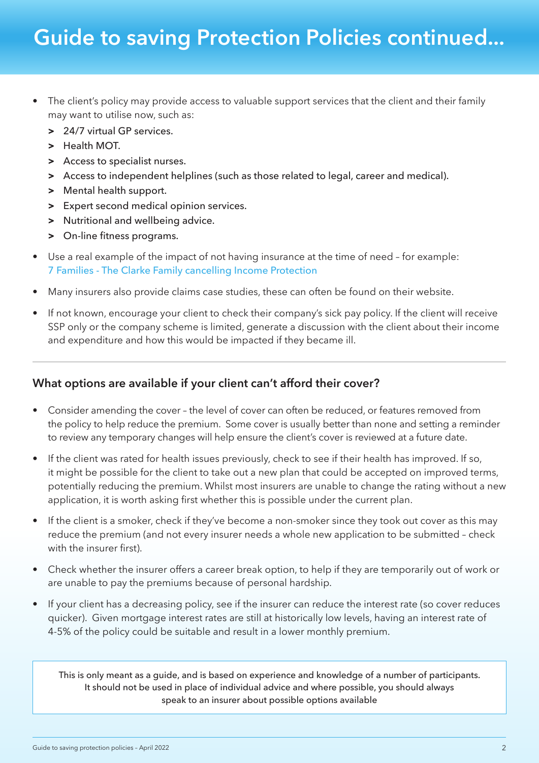# Guide to saving Protection Policies continued...

- The client's policy may provide access to valuable support services that the client and their family may want to utilise now, such as:
  - 24/7 virtual GP services.
  - Health MOT.
  - Access to specialist nurses.
  - Access to independent helplines (such as those related to legal, career and medical).
  - Mental health support.
  - Expert second medical opinion services.
  - Nutritional and wellbeing advice.
  - On-line fitness programs.
- Use a real example of the impact of not having insurance at the time of need – for example: 7 Families - The Clarke Family cancelling Income Protection
- Many insurers also provide claims case studies, these can often be found on their website.
- If not known, encourage your client to check their company's sick pay policy. If the client will receive SSP only or the company scheme is limited, generate a discussion with the client about their income and expenditure and how this would be impacted if they became ill.

---

### What options are available if your client can't afford their cover?

- Consider amending the cover – the level of cover can often be reduced, or features removed from the policy to help reduce the premium. Some cover is usually better than none and setting a reminder to review any temporary changes will help ensure the client's cover is reviewed at a future date.
- If the client was rated for health issues previously, check to see if their health has improved. If so, it might be possible for the client to take out a new plan that could be accepted on improved terms, potentially reducing the premium. Whilst most insurers are unable to change the rating without a new application, it is worth asking first whether this is possible under the current plan.
- If the client is a smoker, check if they've become a non-smoker since they took out cover as this may reduce the premium (and not every insurer needs a whole new application to be submitted – check with the insurer first).
- Check whether the insurer offers a career break option, to help if they are temporarily out of work or are unable to pay the premiums because of personal hardship.
- If your client has a decreasing policy, see if the insurer can reduce the interest rate (so cover reduces quicker). Given mortgage interest rates are still at historically low levels, having an interest rate of 4-5% of the policy could be suitable and result in a lower monthly premium.

> This is only meant as a guide, and is based on experience and knowledge of a number of participants. It should not be used in place of individual advice and where possible, you should always speak to an insurer about possible options available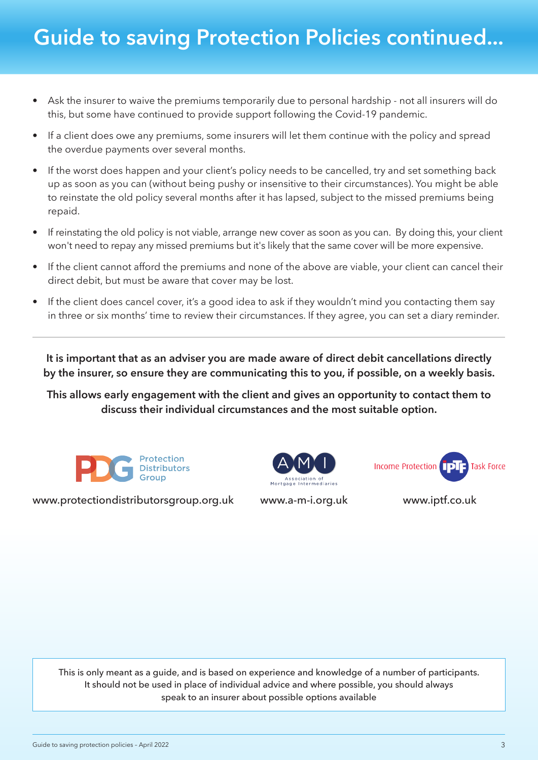# Guide to saving Protection Policies continued...

- Ask the insurer to waive the premiums temporarily due to personal hardship - not all insurers will do this, but some have continued to provide support following the Covid-19 pandemic.
- If a client does owe any premiums, some insurers will let them continue with the policy and spread the overdue payments over several months.
- If the worst does happen and your client's policy needs to be cancelled, try and set something back up as soon as you can (without being pushy or insensitive to their circumstances). You might be able to reinstate the old policy several months after it has lapsed, subject to the missed premiums being repaid.
- If reinstating the old policy is not viable, arrange new cover as soon as you can. By doing this, your client won't need to repay any missed premiums but it's likely that the same cover will be more expensive.
- If the client cannot afford the premiums and none of the above are viable, your client can cancel their direct debit, but must be aware that cover may be lost.
- If the client does cancel cover, it's a good idea to ask if they wouldn't mind you contacting them say in three or six months' time to review their circumstances. If they agree, you can set a diary reminder.

---

**It is important that as an adviser you are made aware of direct debit cancellations directly by the insurer, so ensure they are communicating this to you, if possible, on a weekly basis.**

**This allows early engagement with the client and gives an opportunity to contact them to discuss their individual circumstances and the most suitable option.**

PDG Protection Distributors Group

www.protectiondistributorsgroup.org.uk

AMI Association of Mortgage Intermediaries

www.a-m-i.org.uk

Income Protection iPTF Task Force

www.iptf.co.uk

This is only meant as a guide, and is based on experience and knowledge of a number of participants. It should not be used in place of individual advice and where possible, you should always speak to an insurer about possible options available